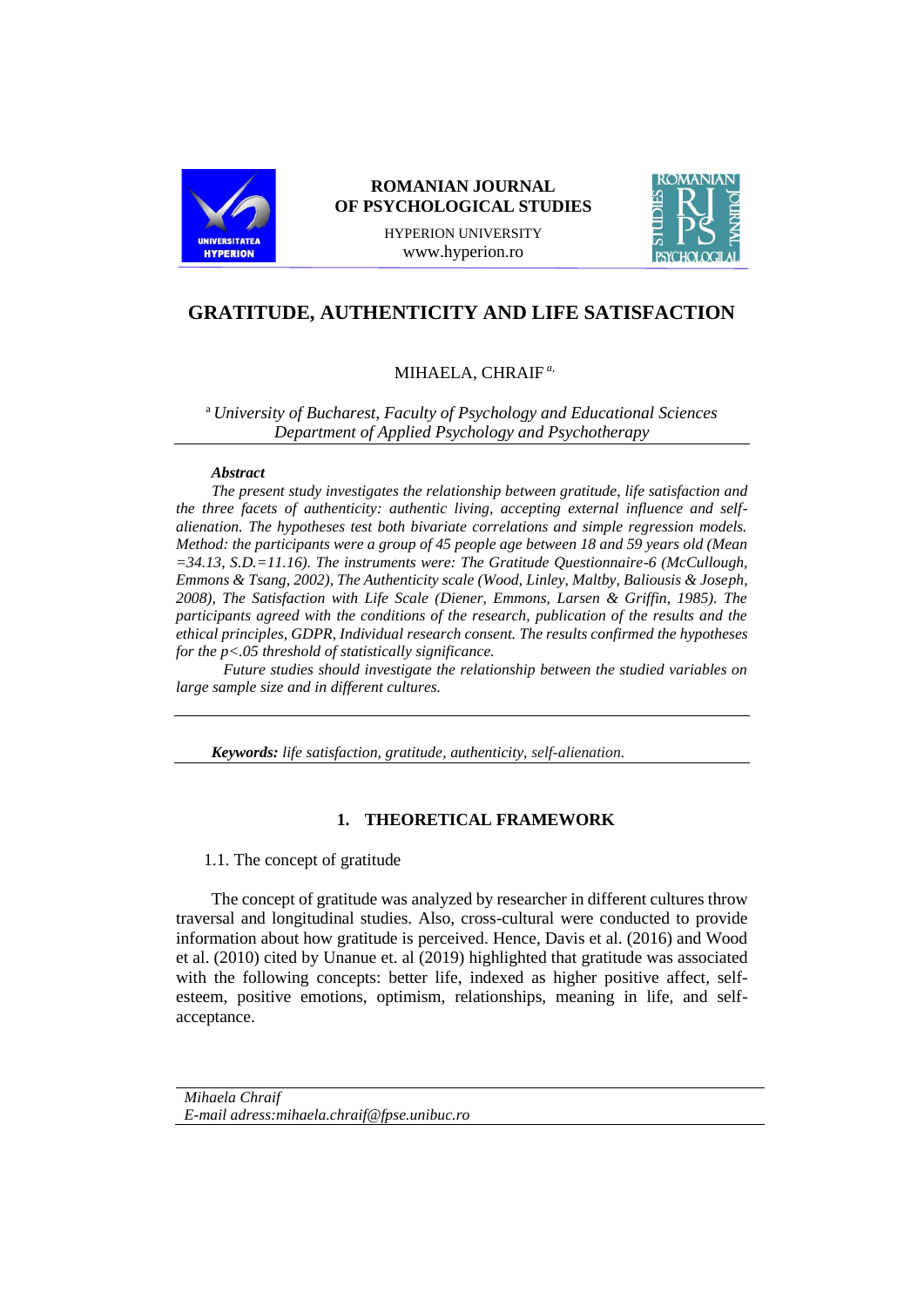# GRATITUDE, AUTHENTICITY AND LIFE SATISFACTION

MIHAELA, CHRAIF [a,]

[a] *University of Bucharest, Faculty of Psychology and Educational Sciences Department of Applied Psychology and Psychotherapy*

***Abstract***

*The present study investigates the relationship between gratitude, life satisfaction and the three facets of authenticity: authentic living, accepting external influence and self-alienation. The hypotheses test both bivariate correlations and simple regression models. Method: the participants were a group of 45 people age between 18 and 59 years old (Mean =34.13, S.D.=11.16). The instruments were: The Gratitude Questionnaire-6 (McCullough, Emmons & Tsang, 2002), The Authenticity scale (Wood, Linley, Maltby, Baliousis & Joseph, 2008), The Satisfaction with Life Scale (Diener, Emmons, Larsen & Griffin, 1985). The participants agreed with the conditions of the research, publication of the results and the ethical principles, GDPR, Individual research consent. The results confirmed the hypotheses for the p<.05 threshold of statistically significance.*

*Future studies should investigate the relationship between the studied variables on large sample size and in different cultures.*

***Keywords:*** *life satisfaction, gratitude, authenticity, self-alienation.*

## 1. THEORETICAL FRAMEWORK

### 1.1. The concept of gratitude

The concept of gratitude was analyzed by researcher in different cultures throw traversal and longitudinal studies. Also, cross-cultural were conducted to provide information about how gratitude is perceived. Hence, Davis et al. (2016) and Wood et al. (2010) cited by Unanue et. al (2019) highlighted that gratitude was associated with the following concepts: better life, indexed as higher positive affect, self-esteem, positive emotions, optimism, relationships, meaning in life, and self-acceptance.

*Mihaela Chraif*
*E-mail adress:mihaela.chraif@fpse.unibuc.ro*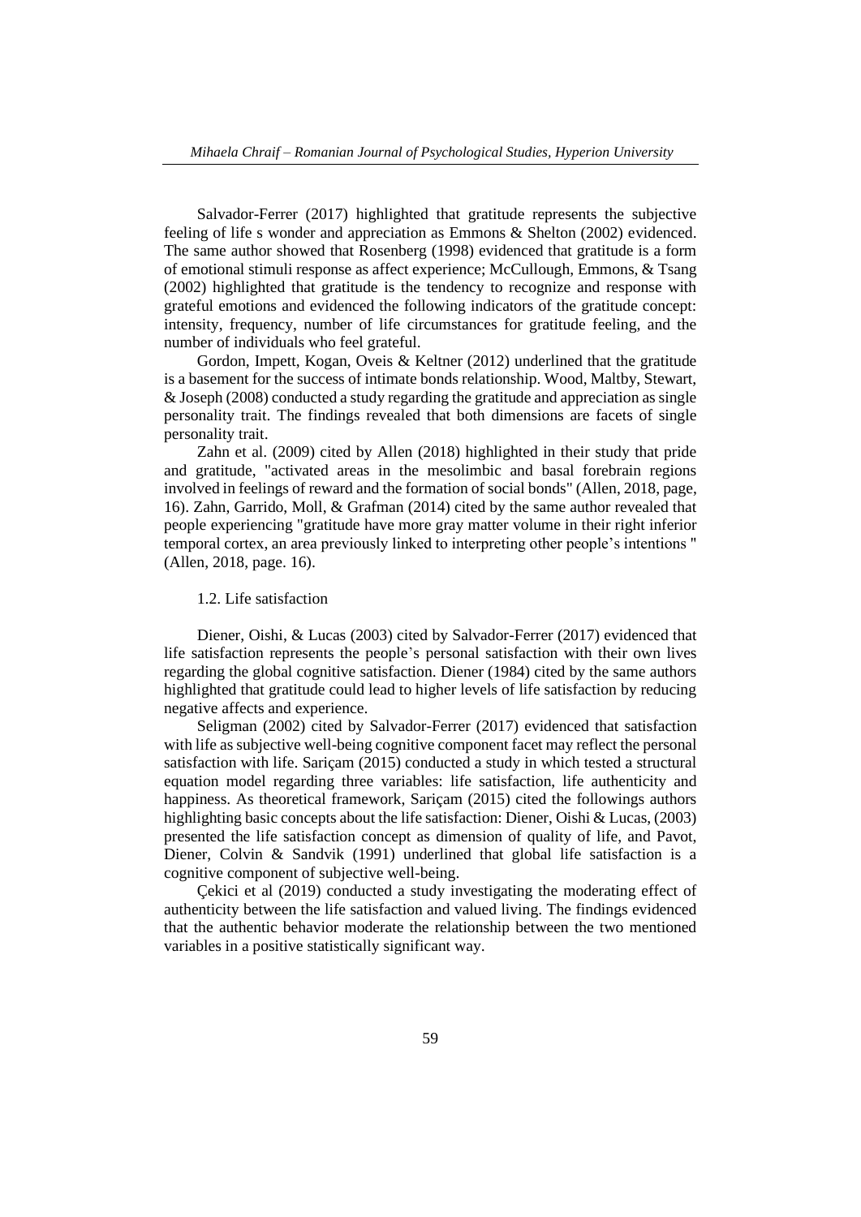Salvador-Ferrer (2017) highlighted that gratitude represents the subjective feeling of life s wonder and appreciation as Emmons & Shelton (2002) evidenced. The same author showed that Rosenberg (1998) evidenced that gratitude is a form of emotional stimuli response as affect experience; McCullough, Emmons, & Tsang (2002) highlighted that gratitude is the tendency to recognize and response with grateful emotions and evidenced the following indicators of the gratitude concept: intensity, frequency, number of life circumstances for gratitude feeling, and the number of individuals who feel grateful.

Gordon, Impett, Kogan, Oveis & Keltner (2012) underlined that the gratitude is a basement for the success of intimate bonds relationship. Wood, Maltby, Stewart, & Joseph (2008) conducted a study regarding the gratitude and appreciation as single personality trait. The findings revealed that both dimensions are facets of single personality trait.

Zahn et al. (2009) cited by Allen (2018) highlighted in their study that pride and gratitude, "activated areas in the mesolimbic and basal forebrain regions involved in feelings of reward and the formation of social bonds" (Allen, 2018, page, 16). Zahn, Garrido, Moll, & Grafman (2014) cited by the same author revealed that people experiencing "gratitude have more gray matter volume in their right inferior temporal cortex, an area previously linked to interpreting other people's intentions " (Allen, 2018, page. 16).

### 1.2. Life satisfaction

Diener, Oishi, & Lucas (2003) cited by Salvador-Ferrer (2017) evidenced that life satisfaction represents the people's personal satisfaction with their own lives regarding the global cognitive satisfaction. Diener (1984) cited by the same authors highlighted that gratitude could lead to higher levels of life satisfaction by reducing negative affects and experience.

Seligman (2002) cited by Salvador-Ferrer (2017) evidenced that satisfaction with life as subjective well-being cognitive component facet may reflect the personal satisfaction with life. Sariçam (2015) conducted a study in which tested a structural equation model regarding three variables: life satisfaction, life authenticity and happiness. As theoretical framework, Sariçam (2015) cited the followings authors highlighting basic concepts about the life satisfaction: Diener, Oishi & Lucas, (2003) presented the life satisfaction concept as dimension of quality of life, and Pavot, Diener, Colvin & Sandvik (1991) underlined that global life satisfaction is a cognitive component of subjective well-being.

Çekici et al (2019) conducted a study investigating the moderating effect of authenticity between the life satisfaction and valued living. The findings evidenced that the authentic behavior moderate the relationship between the two mentioned variables in a positive statistically significant way.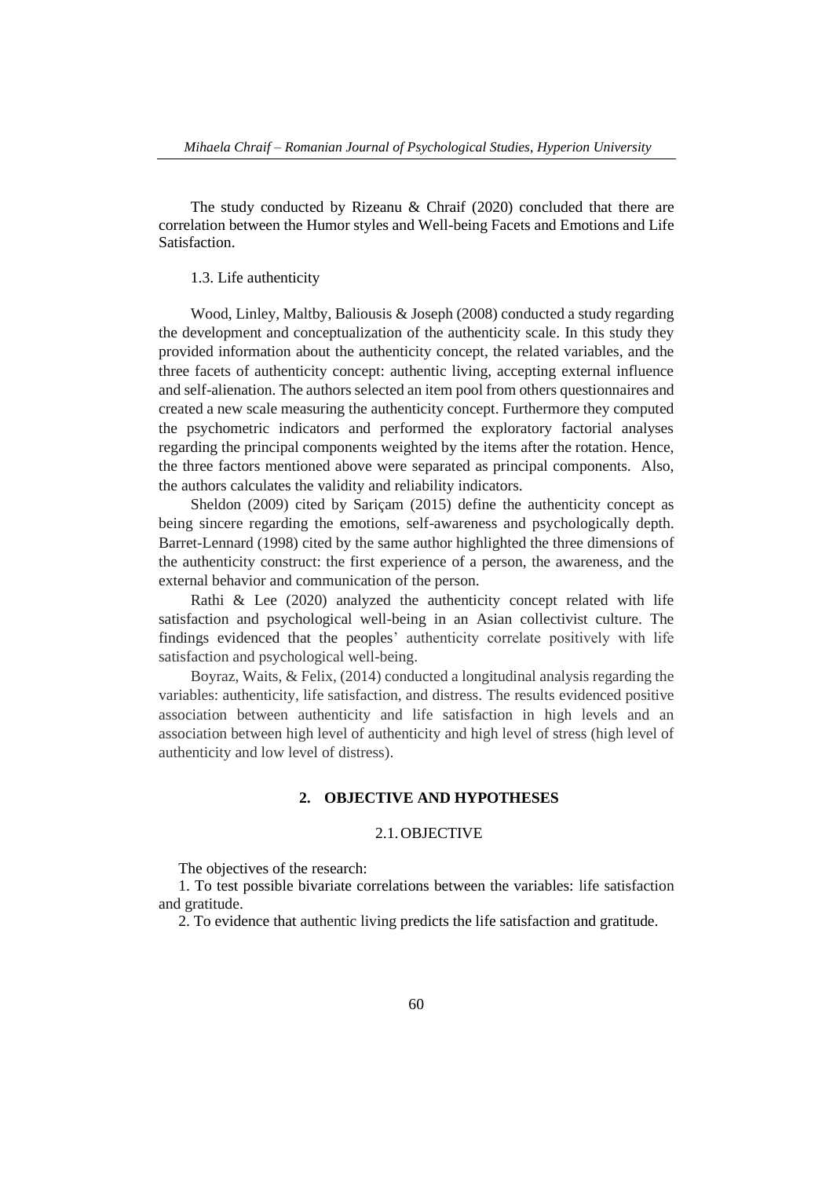The study conducted by Rizeanu & Chraif (2020) concluded that there are correlation between the Humor styles and Well-being Facets and Emotions and Life Satisfaction.

### 1.3. Life authenticity

Wood, Linley, Maltby, Baliousis & Joseph (2008) conducted a study regarding the development and conceptualization of the authenticity scale. In this study they provided information about the authenticity concept, the related variables, and the three facets of authenticity concept: authentic living, accepting external influence and self-alienation. The authors selected an item pool from others questionnaires and created a new scale measuring the authenticity concept. Furthermore they computed the psychometric indicators and performed the exploratory factorial analyses regarding the principal components weighted by the items after the rotation. Hence, the three factors mentioned above were separated as principal components. Also, the authors calculates the validity and reliability indicators.

Sheldon (2009) cited by Sariçam (2015) define the authenticity concept as being sincere regarding the emotions, self-awareness and psychologically depth. Barret-Lennard (1998) cited by the same author highlighted the three dimensions of the authenticity construct: the first experience of a person, the awareness, and the external behavior and communication of the person.

Rathi & Lee (2020) analyzed the authenticity concept related with life satisfaction and psychological well-being in an Asian collectivist culture. The findings evidenced that the peoples' authenticity correlate positively with life satisfaction and psychological well-being.

Boyraz, Waits, & Felix, (2014) conducted a longitudinal analysis regarding the variables: authenticity, life satisfaction, and distress. The results evidenced positive association between authenticity and life satisfaction in high levels and an association between high level of authenticity and high level of stress (high level of authenticity and low level of distress).

## 2. OBJECTIVE AND HYPOTHESES

### 2.1. OBJECTIVE

The objectives of the research:

1. To test possible bivariate correlations between the variables: life satisfaction and gratitude.
2. To evidence that authentic living predicts the life satisfaction and gratitude.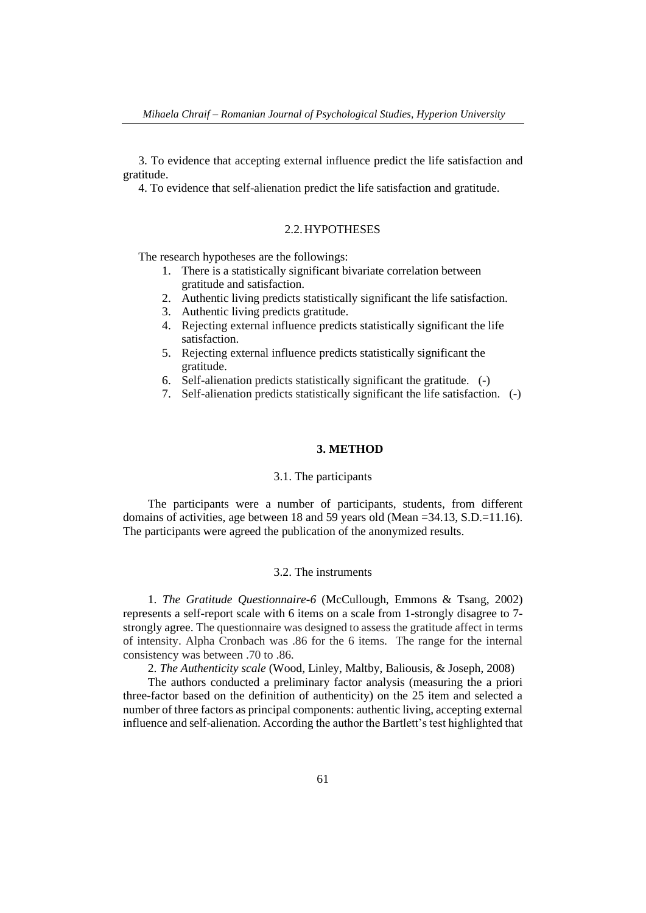3. To evidence that accepting external influence predict the life satisfaction and gratitude.

4. To evidence that self-alienation predict the life satisfaction and gratitude.

### 2.2. HYPOTHESES

The research hypotheses are the followings:

1. There is a statistically significant bivariate correlation between gratitude and satisfaction.
2. Authentic living predicts statistically significant the life satisfaction.
3. Authentic living predicts gratitude.
4. Rejecting external influence predicts statistically significant the life satisfaction.
5. Rejecting external influence predicts statistically significant the gratitude.
6. Self-alienation predicts statistically significant the gratitude. (-)
7. Self-alienation predicts statistically significant the life satisfaction. (-)

## 3. METHOD

### 3.1. The participants

The participants were a number of participants, students, from different domains of activities, age between 18 and 59 years old (Mean =34.13, S.D.=11.16). The participants were agreed the publication of the anonymized results.

### 3.2. The instruments

1. *The Gratitude Questionnaire-6* (McCullough, Emmons & Tsang, 2002) represents a self-report scale with 6 items on a scale from 1-strongly disagree to 7-strongly agree. The questionnaire was designed to assess the gratitude affect in terms of intensity. Alpha Cronbach was .86 for the 6 items. The range for the internal consistency was between .70 to .86.

2. *The Authenticity scale* (Wood, Linley, Maltby, Baliousis, & Joseph, 2008)

The authors conducted a preliminary factor analysis (measuring the a priori three-factor based on the definition of authenticity) on the 25 item and selected a number of three factors as principal components: authentic living, accepting external influence and self-alienation. According the author the Bartlett's test highlighted that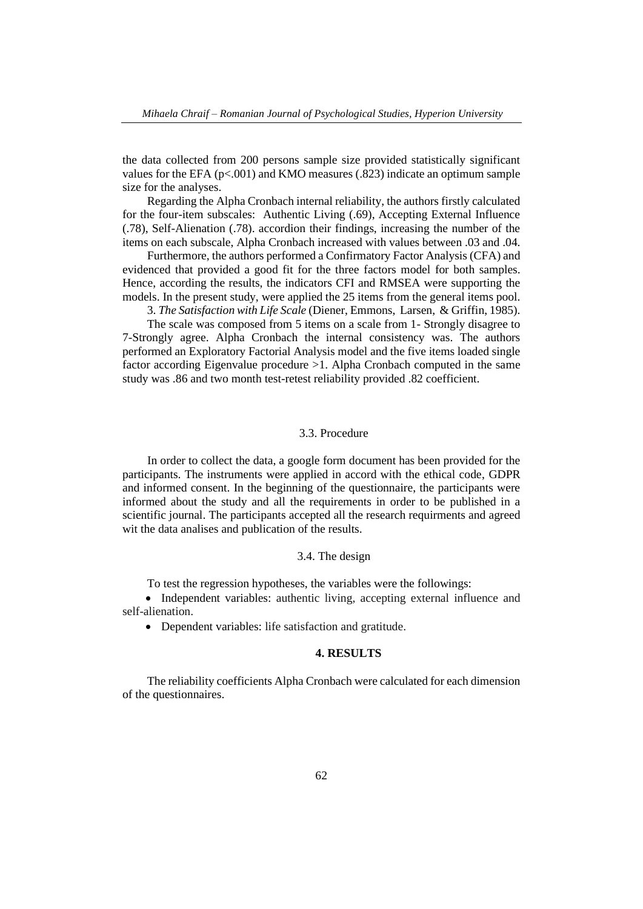the data collected from 200 persons sample size provided statistically significant values for the EFA ($p<.001$) and KMO measures (.823) indicate an optimum sample size for the analyses.

Regarding the Alpha Cronbach internal reliability, the authors firstly calculated for the four-item subscales: Authentic Living (.69), Accepting External Influence (.78), Self-Alienation (.78). accordion their findings, increasing the number of the items on each subscale, Alpha Cronbach increased with values between .03 and .04.

Furthermore, the authors performed a Confirmatory Factor Analysis (CFA) and evidenced that provided a good fit for the three factors model for both samples. Hence, according the results, the indicators CFI and RMSEA were supporting the models. In the present study, were applied the 25 items from the general items pool.

3. *The Satisfaction with Life Scale* (Diener, Emmons, Larsen, & Griffin, 1985).

The scale was composed from 5 items on a scale from 1- Strongly disagree to 7-Strongly agree. Alpha Cronbach the internal consistency was. The authors performed an Exploratory Factorial Analysis model and the five items loaded single factor according Eigenvalue procedure >1. Alpha Cronbach computed in the same study was .86 and two month test-retest reliability provided .82 coefficient.

### 3.3. Procedure

In order to collect the data, a google form document has been provided for the participants. The instruments were applied in accord with the ethical code, GDPR and informed consent. In the beginning of the questionnaire, the participants were informed about the study and all the requirements in order to be published in a scientific journal. The participants accepted all the research requirments and agreed wit the data analises and publication of the results.

### 3.4. The design

To test the regression hypotheses, the variables were the followings:

- Independent variables: authentic living, accepting external influence and self-alienation.
- Dependent variables: life satisfaction and gratitude.

## 4. RESULTS

The reliability coefficients Alpha Cronbach were calculated for each dimension of the questionnaires.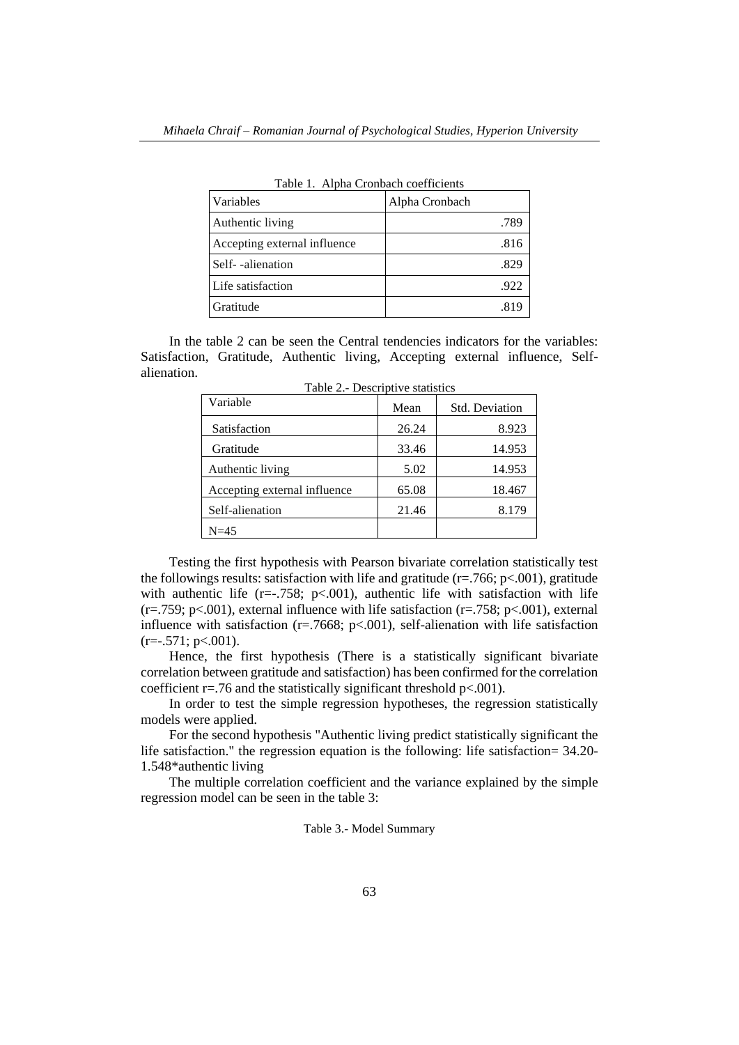Table 1. Alpha Cronbach coefficients

| Variables | Alpha Cronbach |
|---|---|
| Authentic living | .789 |
| Accepting external influence | .816 |
| Self- -alienation | .829 |
| Life satisfaction | .922 |
| Gratitude | .819 |

In the table 2 can be seen the Central tendencies indicators for the variables: Satisfaction, Gratitude, Authentic living, Accepting external influence, Self-alienation.

Table 2.- Descriptive statistics

| Variable | Mean | Std. Deviation |
|---|---|---|
| Satisfaction | 26.24 | 8.923 |
| Gratitude | 33.46 | 14.953 |
| Authentic living | 5.02 | 14.953 |
| Accepting external influence | 65.08 | 18.467 |
| Self-alienation | 21.46 | 8.179 |
| N=45 | | |

Testing the first hypothesis with Pearson bivariate correlation statistically test the followings results: satisfaction with life and gratitude ($r=.766$; $p<.001$), gratitude with authentic life ($r=-.758$; $p<.001$), authentic life with satisfaction with life ($r=.759$; $p<.001$), external influence with life satisfaction ($r=.758$; $p<.001$), external influence with satisfaction ($r=.7668$; $p<.001$), self-alienation with life satisfaction ($r=-.571$; $p<.001$).

Hence, the first hypothesis (There is a statistically significant bivariate correlation between gratitude and satisfaction) has been confirmed for the correlation coefficient $r=.76$ and the statistically significant threshold $p<.001$).

In order to test the simple regression hypotheses, the regression statistically models were applied.

For the second hypothesis "Authentic living predict statistically significant the life satisfaction." the regression equation is the following: life satisfaction= 34.20-1.548*authentic living

The multiple correlation coefficient and the variance explained by the simple regression model can be seen in the table 3:

Table 3.- Model Summary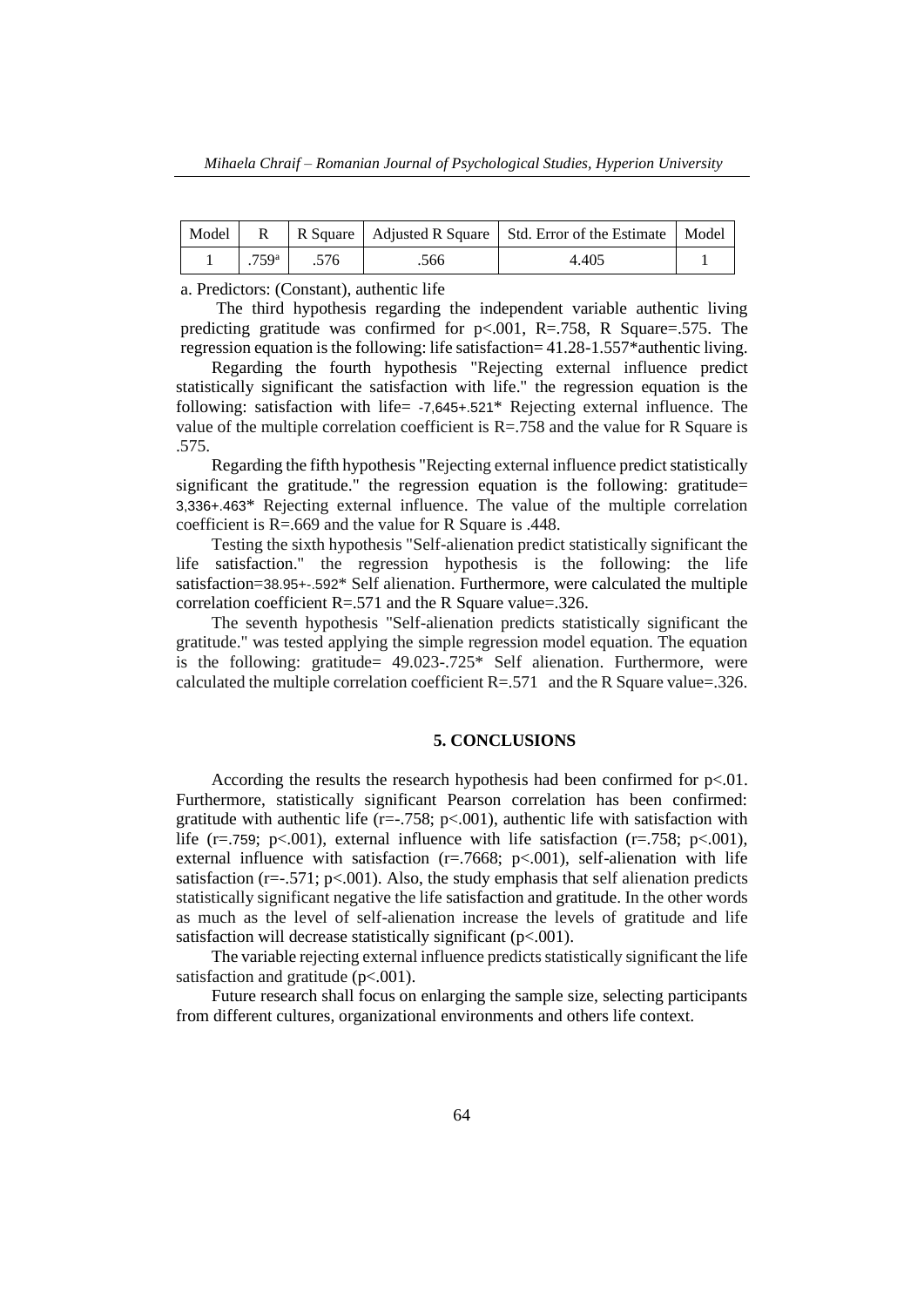| Model | R | R Square | Adjusted R Square | Std. Error of the Estimate | Model |
|---|---|---|---|---|---|
| 1 | .759[a] | .576 | .566 | 4.405 | 1 |

a. Predictors: (Constant), authentic life

The third hypothesis regarding the independent variable authentic living predicting gratitude was confirmed for p<.001, R=.758, R Square=.575. The regression equation is the following: life satisfaction= 41.28-1.557*authentic living.

Regarding the fourth hypothesis "Rejecting external influence predict statistically significant the satisfaction with life." the regression equation is the following: satisfaction with life= -7,645+.521* Rejecting external influence. The value of the multiple correlation coefficient is R=.758 and the value for R Square is .575.

Regarding the fifth hypothesis "Rejecting external influence predict statistically significant the gratitude." the regression equation is the following: gratitude= 3,336+.463* Rejecting external influence. The value of the multiple correlation coefficient is R=.669 and the value for R Square is .448.

Testing the sixth hypothesis "Self-alienation predict statistically significant the life satisfaction." the regression hypothesis is the following: the life satisfaction=38.95+-.592* Self alienation. Furthermore, were calculated the multiple correlation coefficient R=.571 and the R Square value=.326.

The seventh hypothesis "Self-alienation predicts statistically significant the gratitude." was tested applying the simple regression model equation. The equation is the following: gratitude= 49.023-.725* Self alienation. Furthermore, were calculated the multiple correlation coefficient R=.571 and the R Square value=.326.

## 5. CONCLUSIONS

According the results the research hypothesis had been confirmed for p<.01. Furthermore, statistically significant Pearson correlation has been confirmed: gratitude with authentic life (r=-.758; p<.001), authentic life with satisfaction with life (r=.759; p<.001), external influence with life satisfaction (r=.758; p<.001), external influence with satisfaction (r=.7668; p<.001), self-alienation with life satisfaction (r=-.571; p<.001). Also, the study emphasis that self alienation predicts statistically significant negative the life satisfaction and gratitude. In the other words as much as the level of self-alienation increase the levels of gratitude and life satisfaction will decrease statistically significant (p<.001).

The variable rejecting external influence predicts statistically significant the life satisfaction and gratitude (p<.001).

Future research shall focus on enlarging the sample size, selecting participants from different cultures, organizational environments and others life context.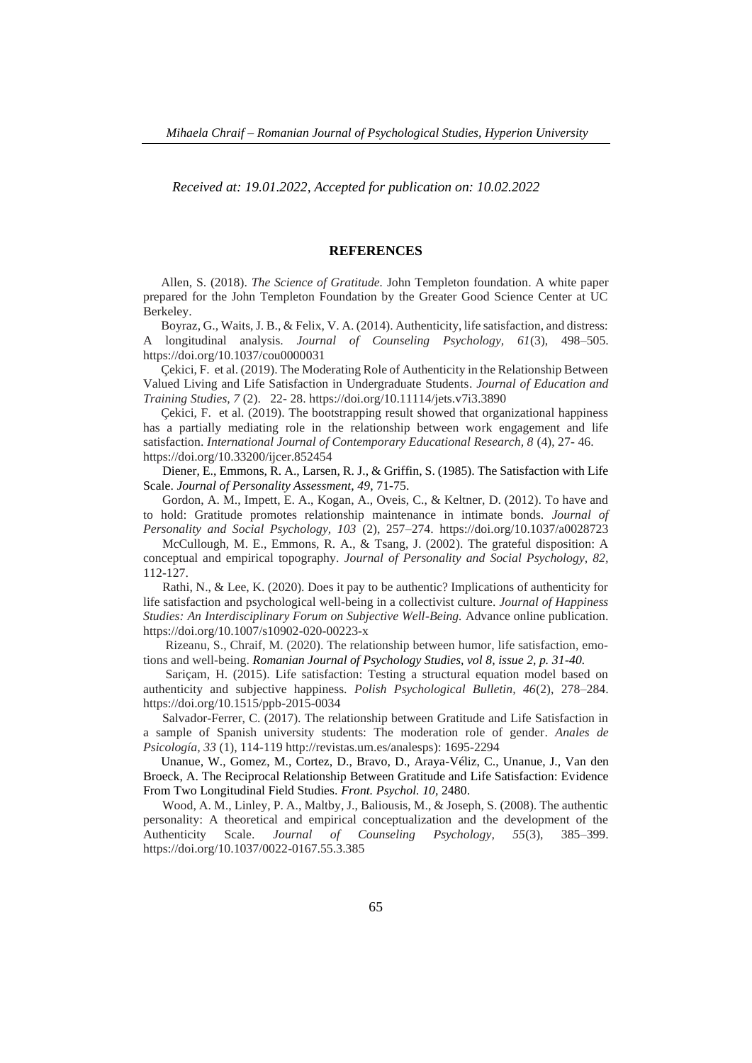*Received at: 19.01.2022, Accepted for publication on: 10.02.2022*

## REFERENCES

Allen, S. (2018). *The Science of Gratitude.* John Templeton foundation. A white paper prepared for the John Templeton Foundation by the Greater Good Science Center at UC Berkeley.

Boyraz, G., Waits, J. B., & Felix, V. A. (2014). Authenticity, life satisfaction, and distress: A longitudinal analysis. *Journal of Counseling Psychology, 61*(3), 498–505. https://doi.org/10.1037/cou0000031

Çekici, F. et al. (2019). The Moderating Role of Authenticity in the Relationship Between Valued Living and Life Satisfaction in Undergraduate Students. *Journal of Education and Training Studies, 7* (2). 22- 28. https://doi.org/10.11114/jets.v7i3.3890

Çekici, F. et al. (2019). The bootstrapping result showed that organizational happiness has a partially mediating role in the relationship between work engagement and life satisfaction. *International Journal of Contemporary Educational Research, 8* (4), 27- 46. https://doi.org/10.33200/ijcer.852454

Diener, E., Emmons, R. A., Larsen, R. J., & Griffin, S. (1985). The Satisfaction with Life Scale. *Journal of Personality Assessment*, *49*, 71-75.

Gordon, A. M., Impett, E. A., Kogan, A., Oveis, C., & Keltner, D. (2012). To have and to hold: Gratitude promotes relationship maintenance in intimate bonds. *Journal of Personality and Social Psychology, 103* (2), 257–274. https://doi.org/10.1037/a0028723

McCullough, M. E., Emmons, R. A., & Tsang, J. (2002). The grateful disposition: A conceptual and empirical topography. *Journal of Personality and Social Psychology, 82*, 112-127.

Rathi, N., & Lee, K. (2020). Does it pay to be authentic? Implications of authenticity for life satisfaction and psychological well-being in a collectivist culture. *Journal of Happiness Studies: An Interdisciplinary Forum on Subjective Well-Being.* Advance online publication. https://doi.org/10.1007/s10902-020-00223-x

Rizeanu, S., Chraif, M. (2020). The relationship between humor, life satisfaction, emotions and well-being. *Romanian Journal of Psychology Studies, vol 8, issue 2, p. 31-40.*

Sariçam, H. (2015). Life satisfaction: Testing a structural equation model based on authenticity and subjective happiness. *Polish Psychological Bulletin, 46*(2), 278–284. https://doi.org/10.1515/ppb-2015-0034

Salvador-Ferrer, C. (2017). The relationship between Gratitude and Life Satisfaction in a sample of Spanish university students: The moderation role of gender. *Anales de Psicología, 33* (1), 114-119 http://revistas.um.es/analesps): 1695-2294

Unanue, W., Gomez, M., Cortez, D., Bravo, D., Araya-Véliz, C., Unanue, J., Van den Broeck, A. The Reciprocal Relationship Between Gratitude and Life Satisfaction: Evidence From Two Longitudinal Field Studies. *Front. Psychol. 10*, 2480.

Wood, A. M., Linley, P. A., Maltby, J., Baliousis, M., & Joseph, S. (2008). The authentic personality: A theoretical and empirical conceptualization and the development of the Authenticity Scale. *Journal of Counseling Psychology, 55*(3), 385–399. https://doi.org/10.1037/0022-0167.55.3.385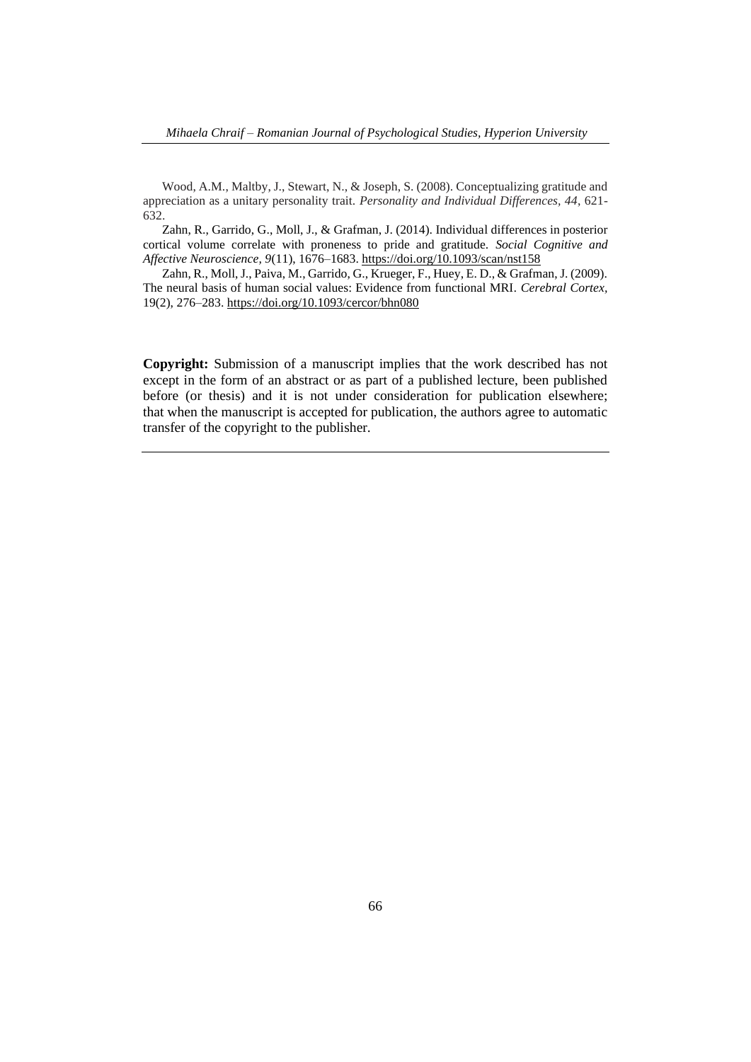Wood, A.M., Maltby, J., Stewart, N., & Joseph, S. (2008). Conceptualizing gratitude and appreciation as a unitary personality trait. *Personality and Individual Differences, 44*, 621-632.

Zahn, R., Garrido, G., Moll, J., & Grafman, J. (2014). Individual differences in posterior cortical volume correlate with proneness to pride and gratitude. *Social Cognitive and Affective Neuroscience, 9*(11), 1676–1683. https://doi.org/10.1093/scan/nst158

Zahn, R., Moll, J., Paiva, M., Garrido, G., Krueger, F., Huey, E. D., & Grafman, J. (2009). The neural basis of human social values: Evidence from functional MRI. *Cerebral Cortex,* 19(2), 276–283. https://doi.org/10.1093/cercor/bhn080

**Copyright:** Submission of a manuscript implies that the work described has not except in the form of an abstract or as part of a published lecture, been published before (or thesis) and it is not under consideration for publication elsewhere; that when the manuscript is accepted for publication, the authors agree to automatic transfer of the copyright to the publisher.